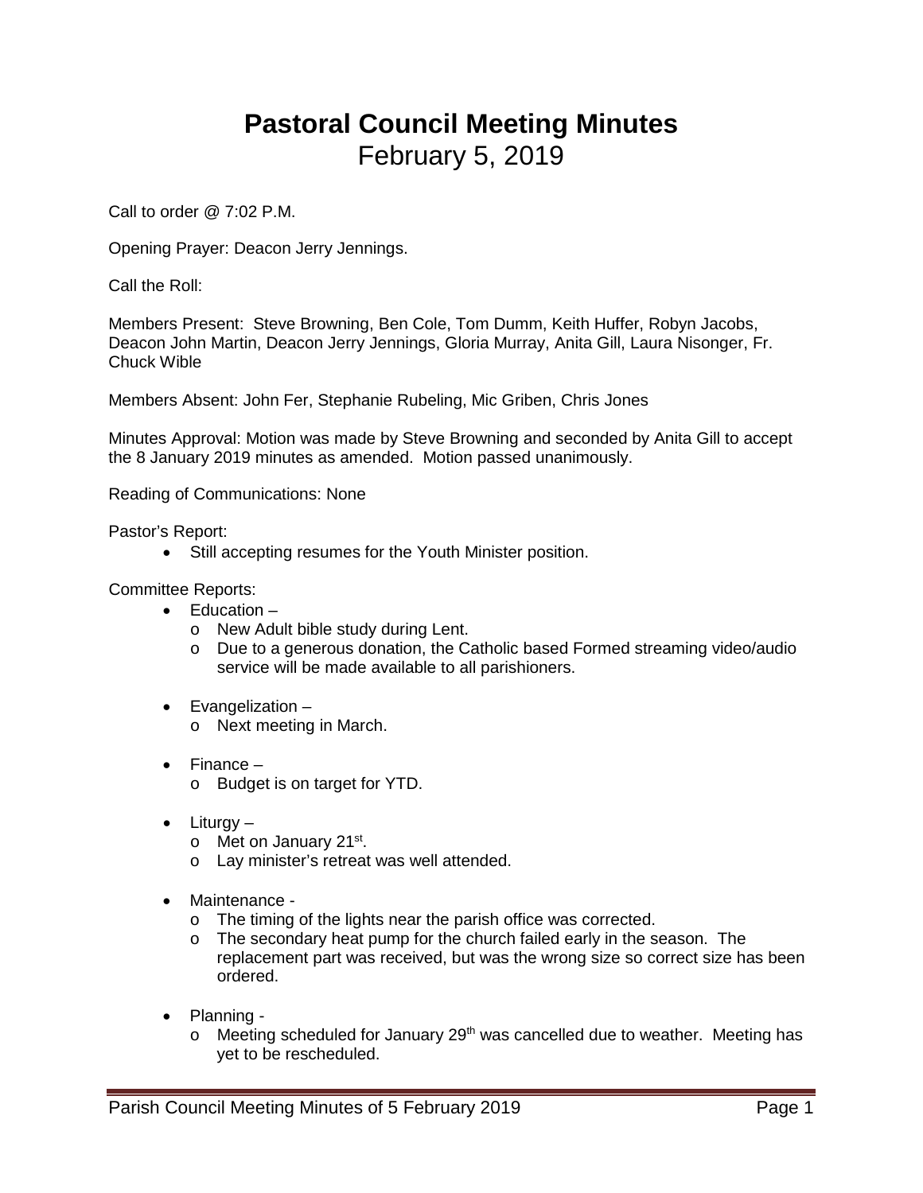# **Pastoral Council Meeting Minutes**
## February 5, 2019

Call to order @ 7:02 P.M.

Opening Prayer: Deacon Jerry Jennings.

Call the Roll:

Members Present: Steve Browning, Ben Cole, Tom Dumm, Keith Huffer, Robyn Jacobs, Deacon John Martin, Deacon Jerry Jennings, Gloria Murray, Anita Gill, Laura Nisonger, Fr. Chuck Wible

Members Absent: John Fer, Stephanie Rubeling, Mic Griben, Chris Jones

Minutes Approval: Motion was made by Steve Browning and seconded by Anita Gill to accept the 8 January 2019 minutes as amended. Motion passed unanimously.

Reading of Communications: None

Pastor's Report:

- Still accepting resumes for the Youth Minister position.

Committee Reports:

- Education –
  - New Adult bible study during Lent.
  - Due to a generous donation, the Catholic based Formed streaming video/audio service will be made available to all parishioners.
- Evangelization –
  - Next meeting in March.
- Finance –
  - Budget is on target for YTD.
- Liturgy –
  - Met on January 21st.
  - Lay minister's retreat was well attended.
- Maintenance -
  - The timing of the lights near the parish office was corrected.
  - The secondary heat pump for the church failed early in the season. The replacement part was received, but was the wrong size so correct size has been ordered.
- Planning -
  - Meeting scheduled for January 29th was cancelled due to weather. Meeting has yet to be rescheduled.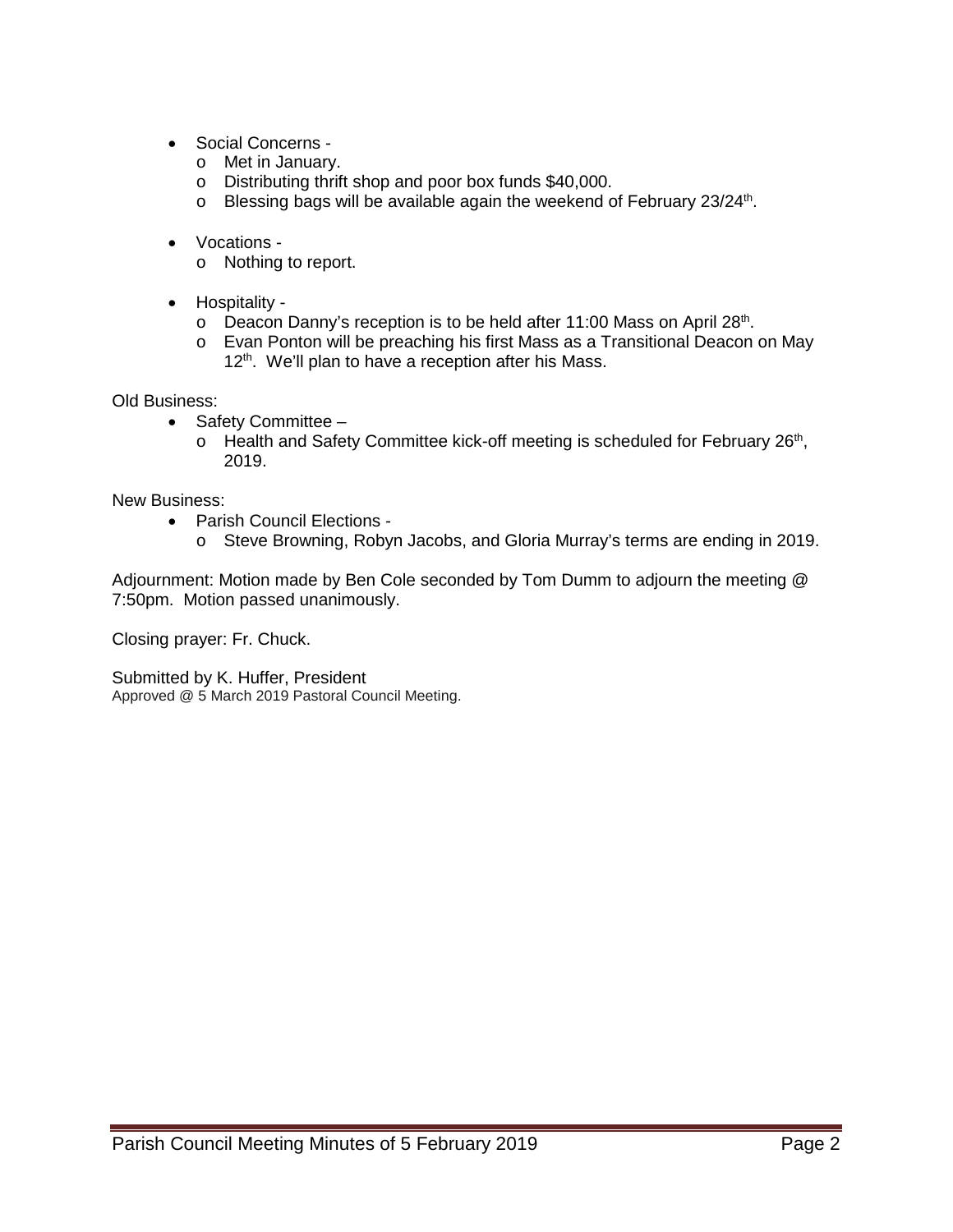- Social Concerns -
  - Met in January.
  - Distributing thrift shop and poor box funds $40,000.
  - Blessing bags will be available again the weekend of February 23/24th.

- Vocations -
  - Nothing to report.

- Hospitality -
  - Deacon Danny's reception is to be held after 11:00 Mass on April 28th.
  - Evan Ponton will be preaching his first Mass as a Transitional Deacon on May 12th. We'll plan to have a reception after his Mass.

Old Business:

- Safety Committee –
  - Health and Safety Committee kick-off meeting is scheduled for February 26th, 2019.

New Business:

- Parish Council Elections -
  - Steve Browning, Robyn Jacobs, and Gloria Murray's terms are ending in 2019.

Adjournment: Motion made by Ben Cole seconded by Tom Dumm to adjourn the meeting @ 7:50pm. Motion passed unanimously.

Closing prayer: Fr. Chuck.

Submitted by K. Huffer, President
Approved @ 5 March 2019 Pastoral Council Meeting.